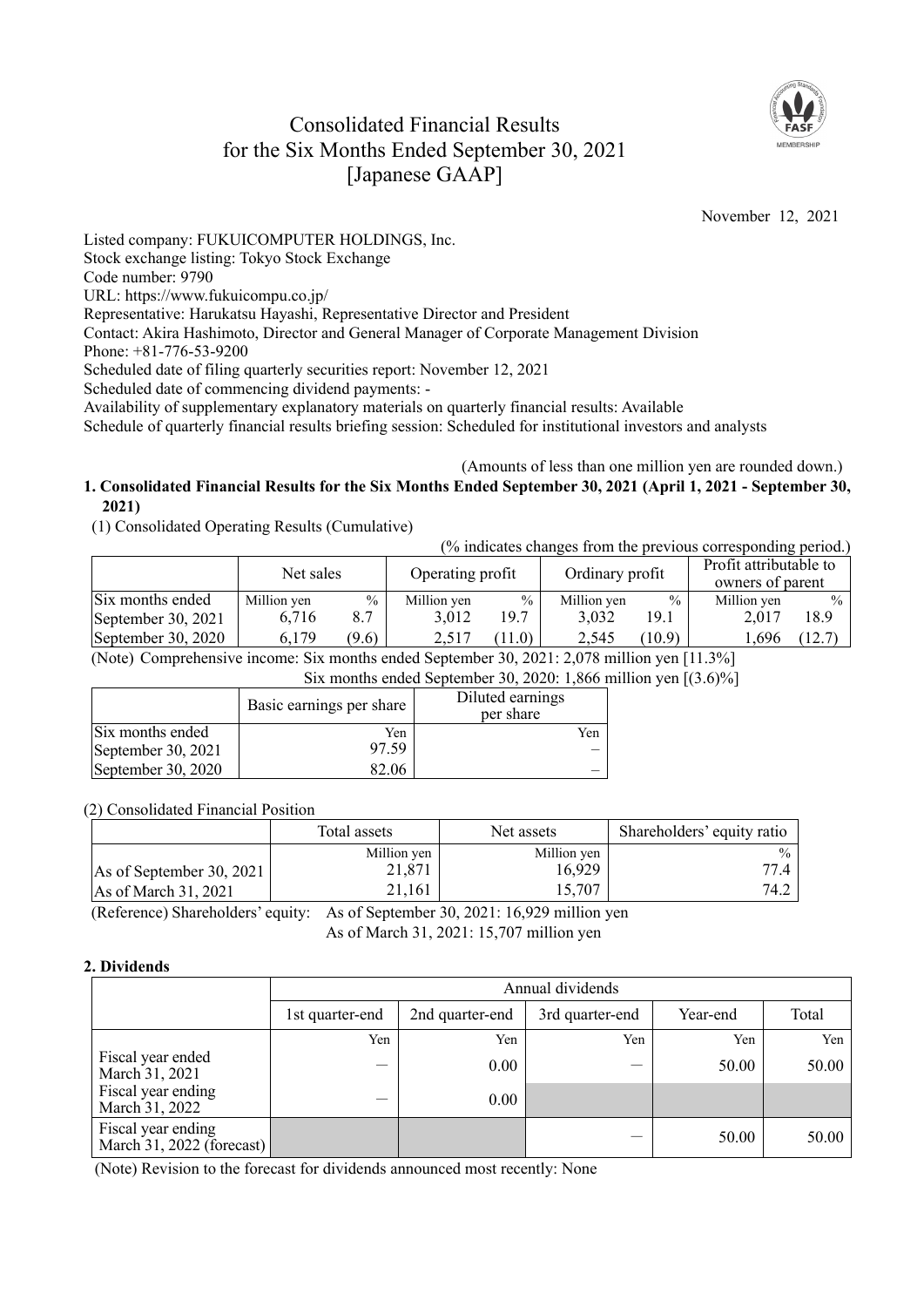# Consolidated Financial Results for the Six Months Ended September 30, 2021 [Japanese GAAP]

November 12, 2021

Listed company: FUKUICOMPUTER HOLDINGS, Inc.
Stock exchange listing: Tokyo Stock Exchange
Code number: 9790
URL: https://www.fukuicompu.co.jp/
Representative: Harukatsu Hayashi, Representative Director and President
Contact: Akira Hashimoto, Director and General Manager of Corporate Management Division
Phone: +81-776-53-9200
Scheduled date of filing quarterly securities report: November 12, 2021
Scheduled date of commencing dividend payments: -
Availability of supplementary explanatory materials on quarterly financial results: Available
Schedule of quarterly financial results briefing session: Scheduled for institutional investors and analysts

(Amounts of less than one million yen are rounded down.)

## 1. Consolidated Financial Results for the Six Months Ended September 30, 2021 (April 1, 2021 - September 30, 2021)

(1) Consolidated Operating Results (Cumulative)

(% indicates changes from the previous corresponding period.)

| | Net sales | | Operating profit | | Ordinary profit | | Profit attributable to owners of parent | |
|---|---|---|---|---|---|---|---|---|
| Six months ended | Million yen | % | Million yen | % | Million yen | % | Million yen | % |
| September 30, 2021 | 6,716 | 8.7 | 3,012 | 19.7 | 3,032 | 19.1 | 2,017 | 18.9 |
| September 30, 2020 | 6,179 | (9.6) | 2,517 | (11.0) | 2,545 | (10.9) | 1,696 | (12.7) |

(Note) Comprehensive income: Six months ended September 30, 2021: 2,078 million yen [11.3%]
Six months ended September 30, 2020: 1,866 million yen [(3.6)%]

| | Basic earnings per share | Diluted earnings per share |
|---|---|---|
| Six months ended | Yen | Yen |
| September 30, 2021 | 97.59 | – |
| September 30, 2020 | 82.06 | – |

(2) Consolidated Financial Position

| | Total assets | Net assets | Shareholders' equity ratio |
|---|---|---|---|
| | Million yen | Million yen | % |
| As of September 30, 2021 | 21,871 | 16,929 | 77.4 |
| As of March 31, 2021 | 21,161 | 15,707 | 74.2 |

(Reference) Shareholders' equity: As of September 30, 2021: 16,929 million yen
As of March 31, 2021: 15,707 million yen

## 2. Dividends

| | Annual dividends | | | | |
|---|---|---|---|---|---|
| | 1st quarter-end | 2nd quarter-end | 3rd quarter-end | Year-end | Total |
| | Yen | Yen | Yen | Yen | Yen |
| Fiscal year ended March 31, 2021 | – | 0.00 | – | 50.00 | 50.00 |
| Fiscal year ending March 31, 2022 | – | 0.00 | | | |
| Fiscal year ending March 31, 2022 (forecast) | | | – | 50.00 | 50.00 |

(Note) Revision to the forecast for dividends announced most recently: None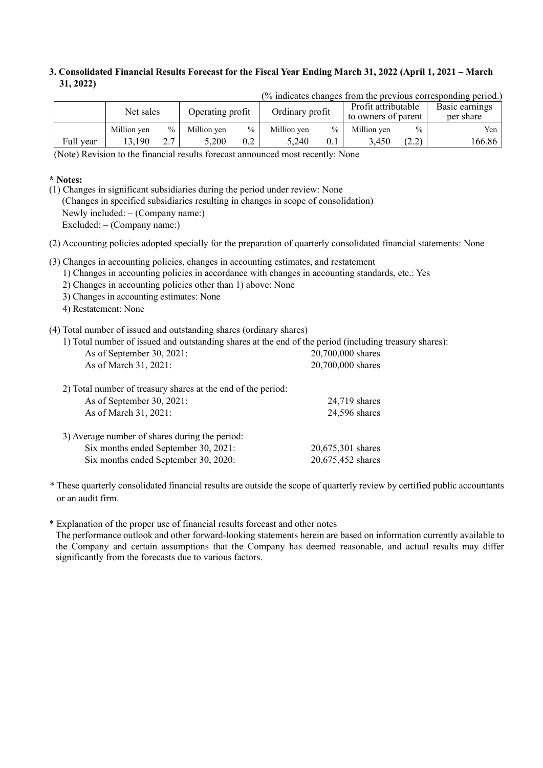### 3. Consolidated Financial Results Forecast for the Fiscal Year Ending March 31, 2022 (April 1, 2021 – March 31, 2022)

(% indicates changes from the previous corresponding period.)

| | Net sales | | Operating profit | | Ordinary profit | | Profit attributable to owners of parent | | Basic earnings per share |
|---|---|---|---|---|---|---|---|---|---|
| | Million yen | % | Million yen | % | Million yen | % | Million yen | % | Yen |
| Full year | 13,190 | 2.7 | 5,200 | 0.2 | 5,240 | 0.1 | 3,450 | (2.2) | 166.86 |

(Note) Revision to the financial results forecast announced most recently: None

**\* Notes:**

(1) Changes in significant subsidiaries during the period under review: None
(Changes in specified subsidiaries resulting in changes in scope of consolidation)
Newly included: – (Company name:)
Excluded: – (Company name:)

(2) Accounting policies adopted specially for the preparation of quarterly consolidated financial statements: None

(3) Changes in accounting policies, changes in accounting estimates, and restatement
1) Changes in accounting policies in accordance with changes in accounting standards, etc.: Yes
2) Changes in accounting policies other than 1) above: None
3) Changes in accounting estimates: None
4) Restatement: None

(4) Total number of issued and outstanding shares (ordinary shares)

1) Total number of issued and outstanding shares at the end of the period (including treasury shares):

| | |
|---|---|
| As of September 30, 2021: | 20,700,000 shares |
| As of March 31, 2021: | 20,700,000 shares |

2) Total number of treasury shares at the end of the period:

| | |
|---|---|
| As of September 30, 2021: | 24,719 shares |
| As of March 31, 2021: | 24,596 shares |

3) Average number of shares during the period:

| | |
|---|---|
| Six months ended September 30, 2021: | 20,675,301 shares |
| Six months ended September 30, 2020: | 20,675,452 shares |

\* These quarterly consolidated financial results are outside the scope of quarterly review by certified public accountants or an audit firm.

\* Explanation of the proper use of financial results forecast and other notes
The performance outlook and other forward-looking statements herein are based on information currently available to the Company and certain assumptions that the Company has deemed reasonable, and actual results may differ significantly from the forecasts due to various factors.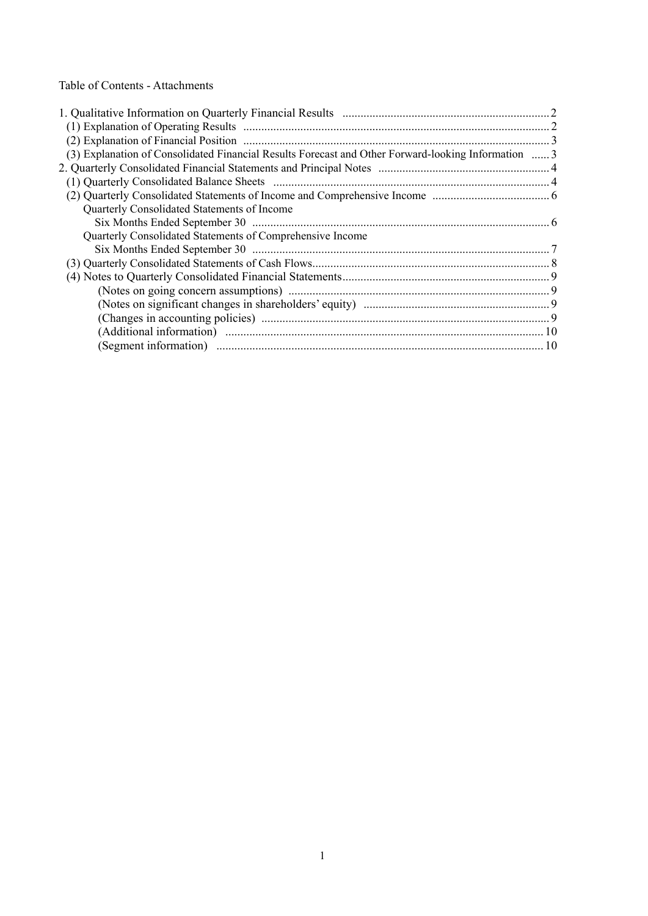Table of Contents - Attachments

1. Qualitative Information on Quarterly Financial Results ..................................................................... 2
   - (1) Explanation of Operating Results ..................................................................................................... 2
   - (2) Explanation of Financial Position ...................................................................................................... 3
   - (3) Explanation of Consolidated Financial Results Forecast and Other Forward-looking Information ...... 3
2. Quarterly Consolidated Financial Statements and Principal Notes ......................................................... 4
   - (1) Quarterly Consolidated Balance Sheets ............................................................................................. 4
   - (2) Quarterly Consolidated Statements of Income and Comprehensive Income ....................................... 6
     - Quarterly Consolidated Statements of Income
       - Six Months Ended September 30 ................................................................................................... 6
     - Quarterly Consolidated Statements of Comprehensive Income
       - Six Months Ended September 30 ................................................................................................... 7
   - (3) Quarterly Consolidated Statements of Cash Flows.............................................................................. 8
   - (4) Notes to Quarterly Consolidated Financial Statements......................................................................... 9
     - (Notes on going concern assumptions) ....................................................................................... 9
     - (Notes on significant changes in shareholders' equity) .............................................................. 9
     - (Changes in accounting policies) ................................................................................................ 9
     - (Additional information) ......................................................................................................... 10
     - (Segment information) ............................................................................................................ 10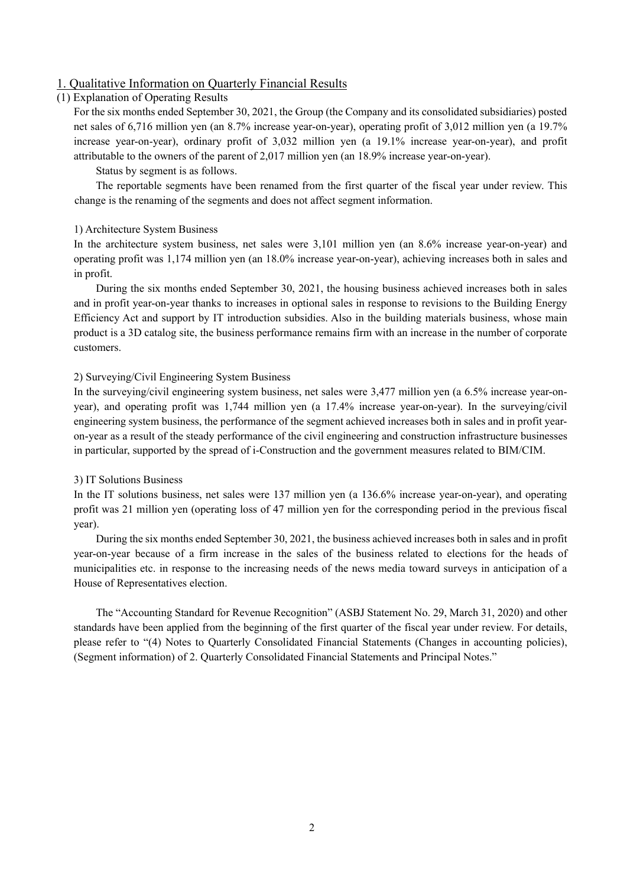## 1. Qualitative Information on Quarterly Financial Results

### (1) Explanation of Operating Results

For the six months ended September 30, 2021, the Group (the Company and its consolidated subsidiaries) posted net sales of 6,716 million yen (an 8.7% increase year-on-year), operating profit of 3,012 million yen (a 19.7% increase year-on-year), ordinary profit of 3,032 million yen (a 19.1% increase year-on-year), and profit attributable to the owners of the parent of 2,017 million yen (an 18.9% increase year-on-year).

Status by segment is as follows.

The reportable segments have been renamed from the first quarter of the fiscal year under review. This change is the renaming of the segments and does not affect segment information.

1) Architecture System Business

In the architecture system business, net sales were 3,101 million yen (an 8.6% increase year-on-year) and operating profit was 1,174 million yen (an 18.0% increase year-on-year), achieving increases both in sales and in profit.

During the six months ended September 30, 2021, the housing business achieved increases both in sales and in profit year-on-year thanks to increases in optional sales in response to revisions to the Building Energy Efficiency Act and support by IT introduction subsidies. Also in the building materials business, whose main product is a 3D catalog site, the business performance remains firm with an increase in the number of corporate customers.

2) Surveying/Civil Engineering System Business

In the surveying/civil engineering system business, net sales were 3,477 million yen (a 6.5% increase year-on-year), and operating profit was 1,744 million yen (a 17.4% increase year-on-year). In the surveying/civil engineering system business, the performance of the segment achieved increases both in sales and in profit year-on-year as a result of the steady performance of the civil engineering and construction infrastructure businesses in particular, supported by the spread of i-Construction and the government measures related to BIM/CIM.

3) IT Solutions Business

In the IT solutions business, net sales were 137 million yen (a 136.6% increase year-on-year), and operating profit was 21 million yen (operating loss of 47 million yen for the corresponding period in the previous fiscal year).

During the six months ended September 30, 2021, the business achieved increases both in sales and in profit year-on-year because of a firm increase in the sales of the business related to elections for the heads of municipalities etc. in response to the increasing needs of the news media toward surveys in anticipation of a House of Representatives election.

The "Accounting Standard for Revenue Recognition" (ASBJ Statement No. 29, March 31, 2020) and other standards have been applied from the beginning of the first quarter of the fiscal year under review. For details, please refer to "(4) Notes to Quarterly Consolidated Financial Statements (Changes in accounting policies), (Segment information) of 2. Quarterly Consolidated Financial Statements and Principal Notes."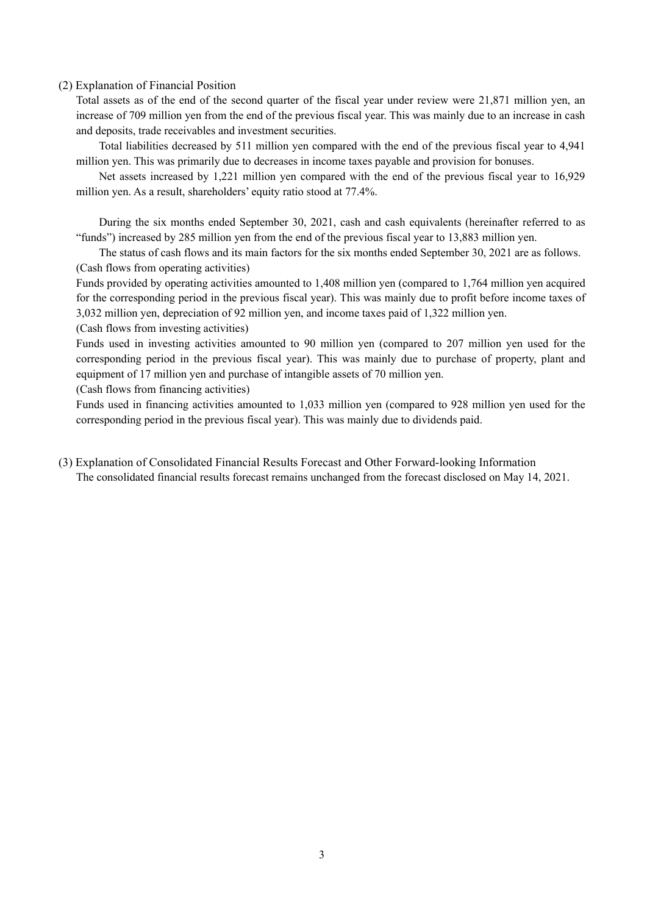## (2) Explanation of Financial Position

Total assets as of the end of the second quarter of the fiscal year under review were 21,871 million yen, an increase of 709 million yen from the end of the previous fiscal year. This was mainly due to an increase in cash and deposits, trade receivables and investment securities.

Total liabilities decreased by 511 million yen compared with the end of the previous fiscal year to 4,941 million yen. This was primarily due to decreases in income taxes payable and provision for bonuses.

Net assets increased by 1,221 million yen compared with the end of the previous fiscal year to 16,929 million yen. As a result, shareholders' equity ratio stood at 77.4%.

During the six months ended September 30, 2021, cash and cash equivalents (hereinafter referred to as "funds") increased by 285 million yen from the end of the previous fiscal year to 13,883 million yen.

The status of cash flows and its main factors for the six months ended September 30, 2021 are as follows.

(Cash flows from operating activities)

Funds provided by operating activities amounted to 1,408 million yen (compared to 1,764 million yen acquired for the corresponding period in the previous fiscal year). This was mainly due to profit before income taxes of 3,032 million yen, depreciation of 92 million yen, and income taxes paid of 1,322 million yen.

(Cash flows from investing activities)

Funds used in investing activities amounted to 90 million yen (compared to 207 million yen used for the corresponding period in the previous fiscal year). This was mainly due to purchase of property, plant and equipment of 17 million yen and purchase of intangible assets of 70 million yen.

(Cash flows from financing activities)

Funds used in financing activities amounted to 1,033 million yen (compared to 928 million yen used for the corresponding period in the previous fiscal year). This was mainly due to dividends paid.

## (3) Explanation of Consolidated Financial Results Forecast and Other Forward-looking Information

The consolidated financial results forecast remains unchanged from the forecast disclosed on May 14, 2021.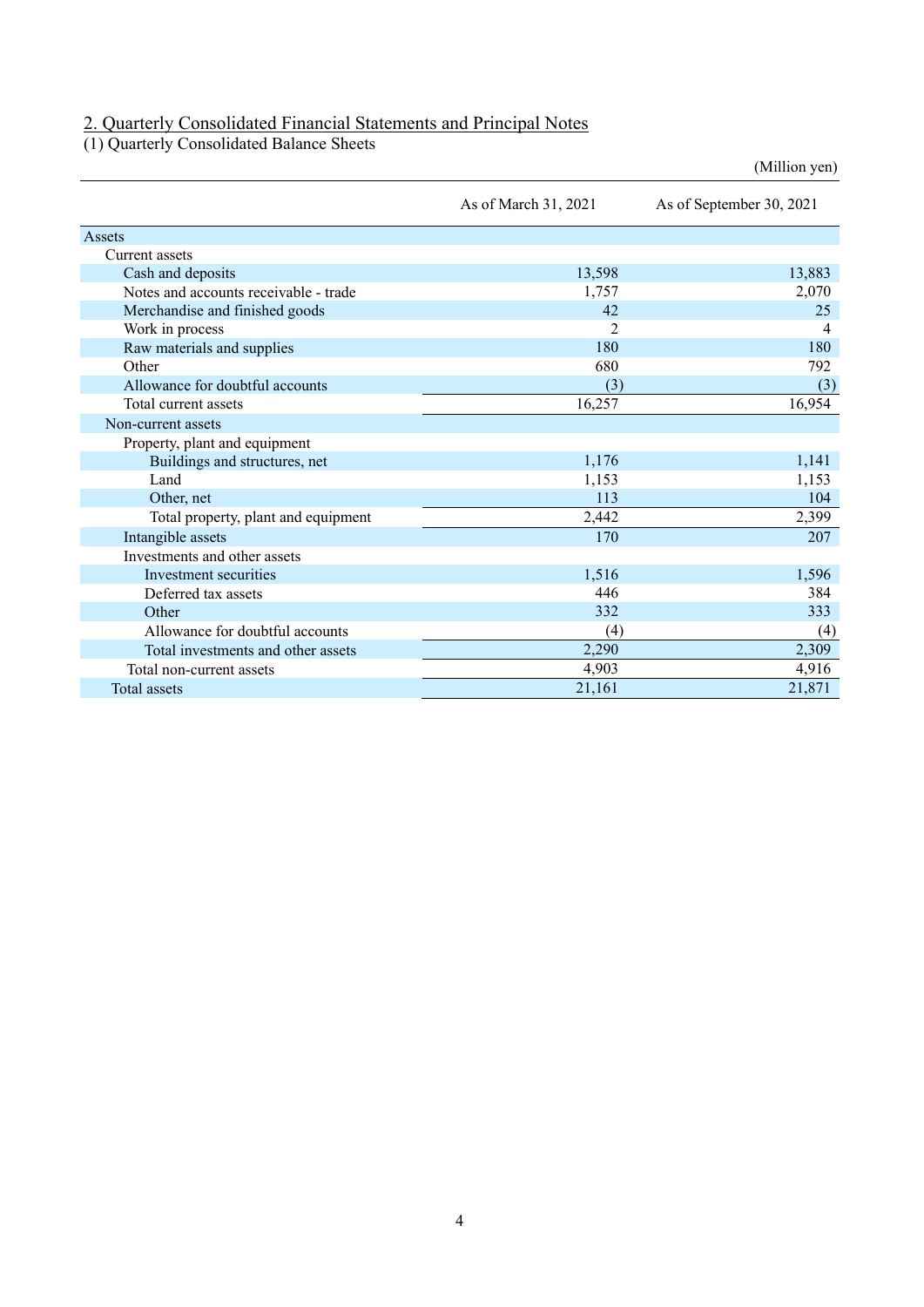## 2. Quarterly Consolidated Financial Statements and Principal Notes

### (1) Quarterly Consolidated Balance Sheets

(Million yen)

| | As of March 31, 2021 | As of September 30, 2021 |
|---|---|---|
| Assets | | |
| Current assets | | |
| Cash and deposits | 13,598 | 13,883 |
| Notes and accounts receivable - trade | 1,757 | 2,070 |
| Merchandise and finished goods | 42 | 25 |
| Work in process | 2 | 4 |
| Raw materials and supplies | 180 | 180 |
| Other | 680 | 792 |
| Allowance for doubtful accounts | (3) | (3) |
| Total current assets | 16,257 | 16,954 |
| Non-current assets | | |
| Property, plant and equipment | | |
| Buildings and structures, net | 1,176 | 1,141 |
| Land | 1,153 | 1,153 |
| Other, net | 113 | 104 |
| Total property, plant and equipment | 2,442 | 2,399 |
| Intangible assets | 170 | 207 |
| Investments and other assets | | |
| Investment securities | 1,516 | 1,596 |
| Deferred tax assets | 446 | 384 |
| Other | 332 | 333 |
| Allowance for doubtful accounts | (4) | (4) |
| Total investments and other assets | 2,290 | 2,309 |
| Total non-current assets | 4,903 | 4,916 |
| Total assets | 21,161 | 21,871 |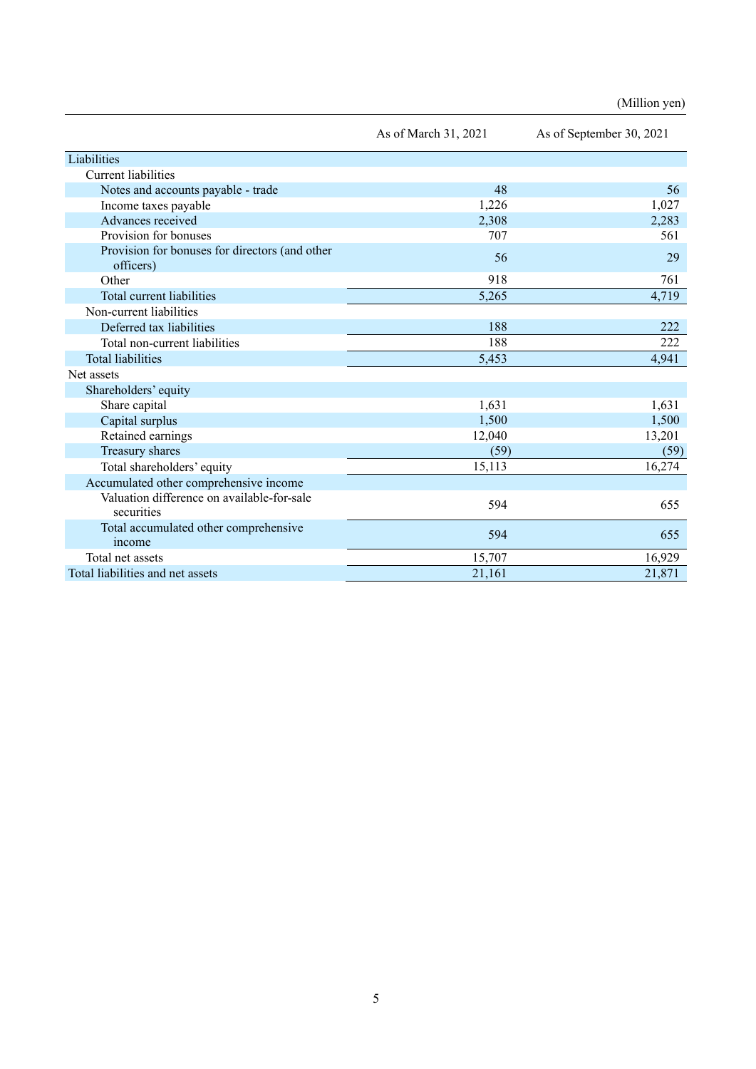(Million yen)

| | As of March 31, 2021 | As of September 30, 2021 |
|---|---|---|
| Liabilities | | |
| Current liabilities | | |
| Notes and accounts payable - trade | 48 | 56 |
| Income taxes payable | 1,226 | 1,027 |
| Advances received | 2,308 | 2,283 |
| Provision for bonuses | 707 | 561 |
| Provision for bonuses for directors (and other officers) | 56 | 29 |
| Other | 918 | 761 |
| Total current liabilities | 5,265 | 4,719 |
| Non-current liabilities | | |
| Deferred tax liabilities | 188 | 222 |
| Total non-current liabilities | 188 | 222 |
| Total liabilities | 5,453 | 4,941 |
| Net assets | | |
| Shareholders' equity | | |
| Share capital | 1,631 | 1,631 |
| Capital surplus | 1,500 | 1,500 |
| Retained earnings | 12,040 | 13,201 |
| Treasury shares | (59) | (59) |
| Total shareholders' equity | 15,113 | 16,274 |
| Accumulated other comprehensive income | | |
| Valuation difference on available-for-sale securities | 594 | 655 |
| Total accumulated other comprehensive income | 594 | 655 |
| Total net assets | 15,707 | 16,929 |
| Total liabilities and net assets | 21,161 | 21,871 |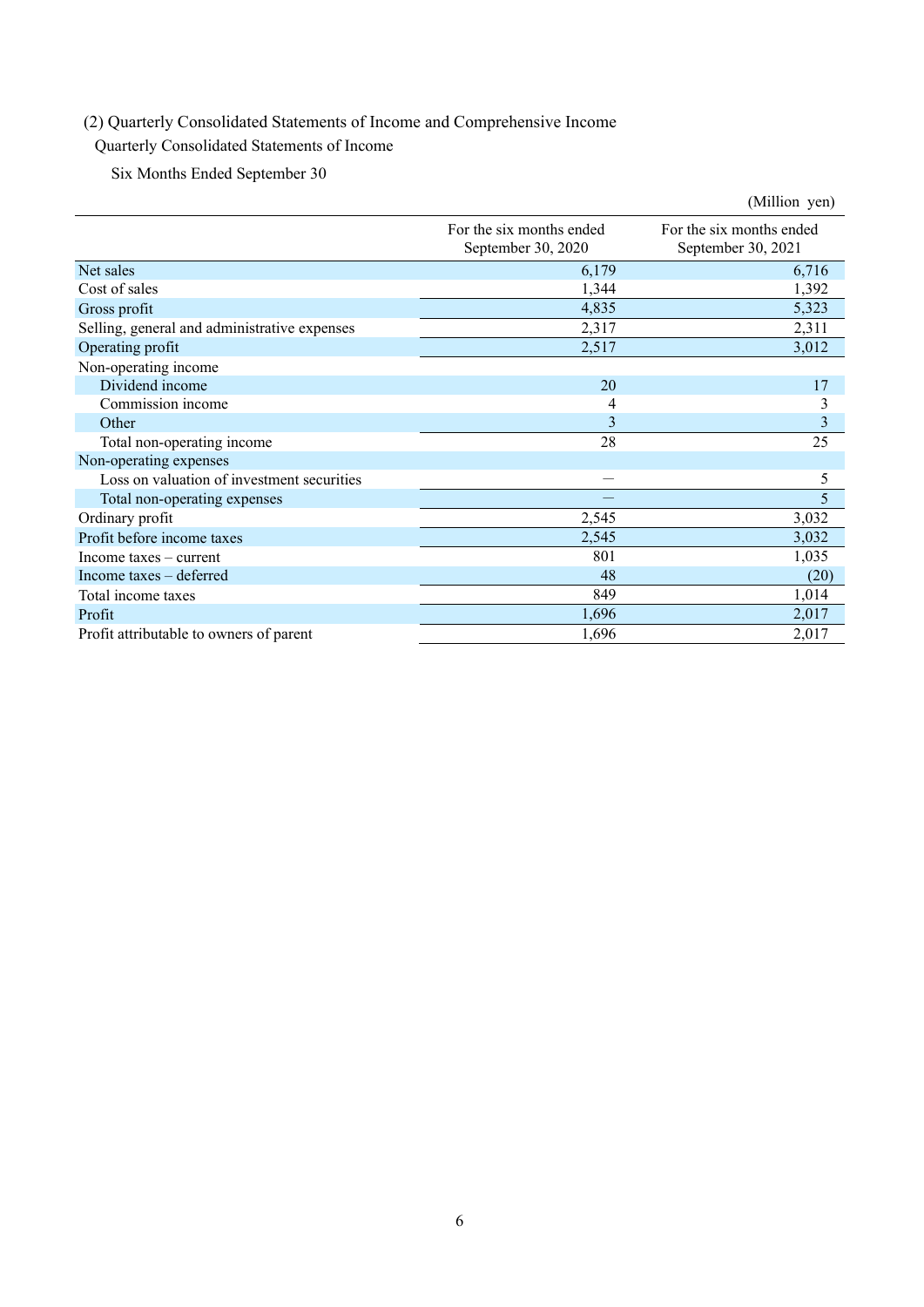(2) Quarterly Consolidated Statements of Income and Comprehensive Income

Quarterly Consolidated Statements of Income

Six Months Ended September 30

(Million yen)

| | For the six months ended September 30, 2020 | For the six months ended September 30, 2021 |
|---|---|---|
| Net sales | 6,179 | 6,716 |
| Cost of sales | 1,344 | 1,392 |
| Gross profit | 4,835 | 5,323 |
| Selling, general and administrative expenses | 2,317 | 2,311 |
| Operating profit | 2,517 | 3,012 |
| Non-operating income | | |
| Dividend income | 20 | 17 |
| Commission income | 4 | 3 |
| Other | 3 | 3 |
| Total non-operating income | 28 | 25 |
| Non-operating expenses | | |
| Loss on valuation of investment securities | — | 5 |
| Total non-operating expenses | — | 5 |
| Ordinary profit | 2,545 | 3,032 |
| Profit before income taxes | 2,545 | 3,032 |
| Income taxes – current | 801 | 1,035 |
| Income taxes – deferred | 48 | (20) |
| Total income taxes | 849 | 1,014 |
| Profit | 1,696 | 2,017 |
| Profit attributable to owners of parent | 1,696 | 2,017 |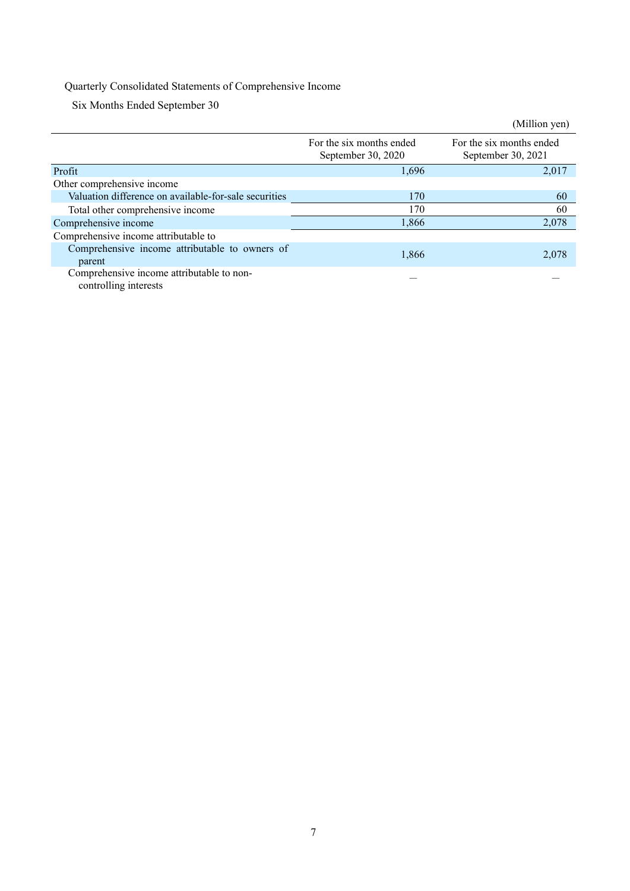Quarterly Consolidated Statements of Comprehensive Income

Six Months Ended September 30

(Million yen)

| | For the six months ended September 30, 2020 | For the six months ended September 30, 2021 |
|---|---|---|
| Profit | 1,696 | 2,017 |
| Other comprehensive income | | |
| Valuation difference on available-for-sale securities | 170 | 60 |
| Total other comprehensive income | 170 | 60 |
| Comprehensive income | 1,866 | 2,078 |
| Comprehensive income attributable to | | |
| Comprehensive income attributable to owners of parent | 1,866 | 2,078 |
| Comprehensive income attributable to non-controlling interests | — | — |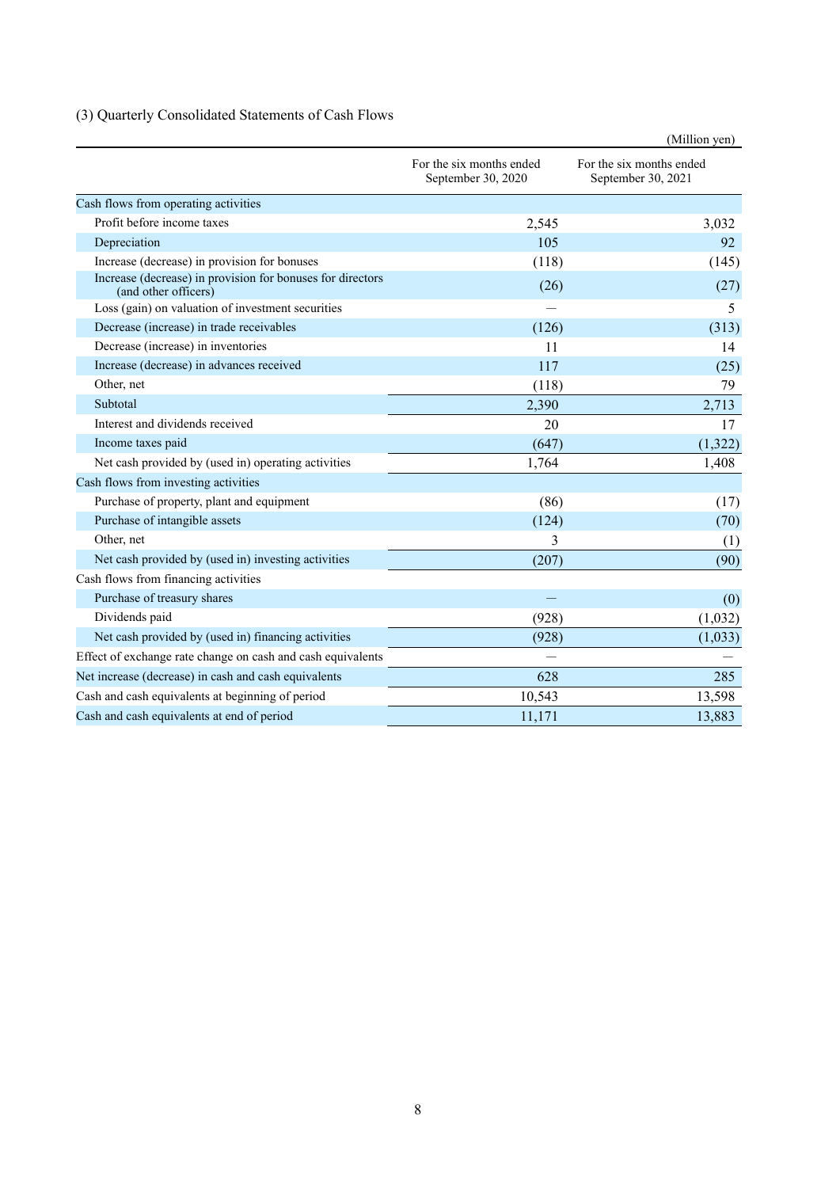### (3) Quarterly Consolidated Statements of Cash Flows

(Million yen)

| | For the six months ended September 30, 2020 | For the six months ended September 30, 2021 |
|---|---|---|
| Cash flows from operating activities | | |
| Profit before income taxes | 2,545 | 3,032 |
| Depreciation | 105 | 92 |
| Increase (decrease) in provision for bonuses | (118) | (145) |
| Increase (decrease) in provision for bonuses for directors (and other officers) | (26) | (27) |
| Loss (gain) on valuation of investment securities | — | 5 |
| Decrease (increase) in trade receivables | (126) | (313) |
| Decrease (increase) in inventories | 11 | 14 |
| Increase (decrease) in advances received | 117 | (25) |
| Other, net | (118) | 79 |
| Subtotal | 2,390 | 2,713 |
| Interest and dividends received | 20 | 17 |
| Income taxes paid | (647) | (1,322) |
| Net cash provided by (used in) operating activities | 1,764 | 1,408 |
| Cash flows from investing activities | | |
| Purchase of property, plant and equipment | (86) | (17) |
| Purchase of intangible assets | (124) | (70) |
| Other, net | 3 | (1) |
| Net cash provided by (used in) investing activities | (207) | (90) |
| Cash flows from financing activities | | |
| Purchase of treasury shares | — | (0) |
| Dividends paid | (928) | (1,032) |
| Net cash provided by (used in) financing activities | (928) | (1,033) |
| Effect of exchange rate change on cash and cash equivalents | — | — |
| Net increase (decrease) in cash and cash equivalents | 628 | 285 |
| Cash and cash equivalents at beginning of period | 10,543 | 13,598 |
| Cash and cash equivalents at end of period | 11,171 | 13,883 |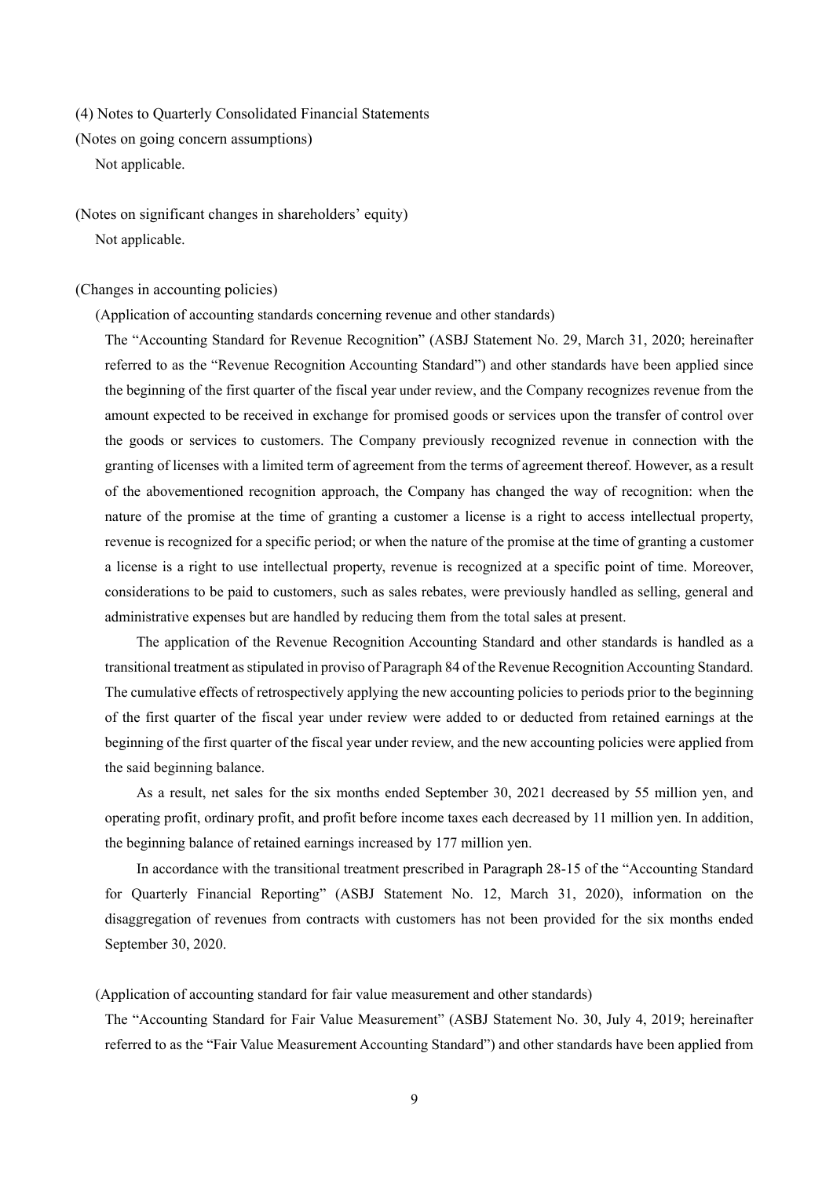### (4) Notes to Quarterly Consolidated Financial Statements

(Notes on going concern assumptions)

Not applicable.

(Notes on significant changes in shareholders' equity)

Not applicable.

(Changes in accounting policies)

(Application of accounting standards concerning revenue and other standards)

The "Accounting Standard for Revenue Recognition" (ASBJ Statement No. 29, March 31, 2020; hereinafter referred to as the "Revenue Recognition Accounting Standard") and other standards have been applied since the beginning of the first quarter of the fiscal year under review, and the Company recognizes revenue from the amount expected to be received in exchange for promised goods or services upon the transfer of control over the goods or services to customers. The Company previously recognized revenue in connection with the granting of licenses with a limited term of agreement from the terms of agreement thereof. However, as a result of the abovementioned recognition approach, the Company has changed the way of recognition: when the nature of the promise at the time of granting a customer a license is a right to access intellectual property, revenue is recognized for a specific period; or when the nature of the promise at the time of granting a customer a license is a right to use intellectual property, revenue is recognized at a specific point of time. Moreover, considerations to be paid to customers, such as sales rebates, were previously handled as selling, general and administrative expenses but are handled by reducing them from the total sales at present.

The application of the Revenue Recognition Accounting Standard and other standards is handled as a transitional treatment as stipulated in proviso of Paragraph 84 of the Revenue Recognition Accounting Standard. The cumulative effects of retrospectively applying the new accounting policies to periods prior to the beginning of the first quarter of the fiscal year under review were added to or deducted from retained earnings at the beginning of the first quarter of the fiscal year under review, and the new accounting policies were applied from the said beginning balance.

As a result, net sales for the six months ended September 30, 2021 decreased by 55 million yen, and operating profit, ordinary profit, and profit before income taxes each decreased by 11 million yen. In addition, the beginning balance of retained earnings increased by 177 million yen.

In accordance with the transitional treatment prescribed in Paragraph 28-15 of the "Accounting Standard for Quarterly Financial Reporting" (ASBJ Statement No. 12, March 31, 2020), information on the disaggregation of revenues from contracts with customers has not been provided for the six months ended September 30, 2020.

(Application of accounting standard for fair value measurement and other standards)

The "Accounting Standard for Fair Value Measurement" (ASBJ Statement No. 30, July 4, 2019; hereinafter referred to as the "Fair Value Measurement Accounting Standard") and other standards have been applied from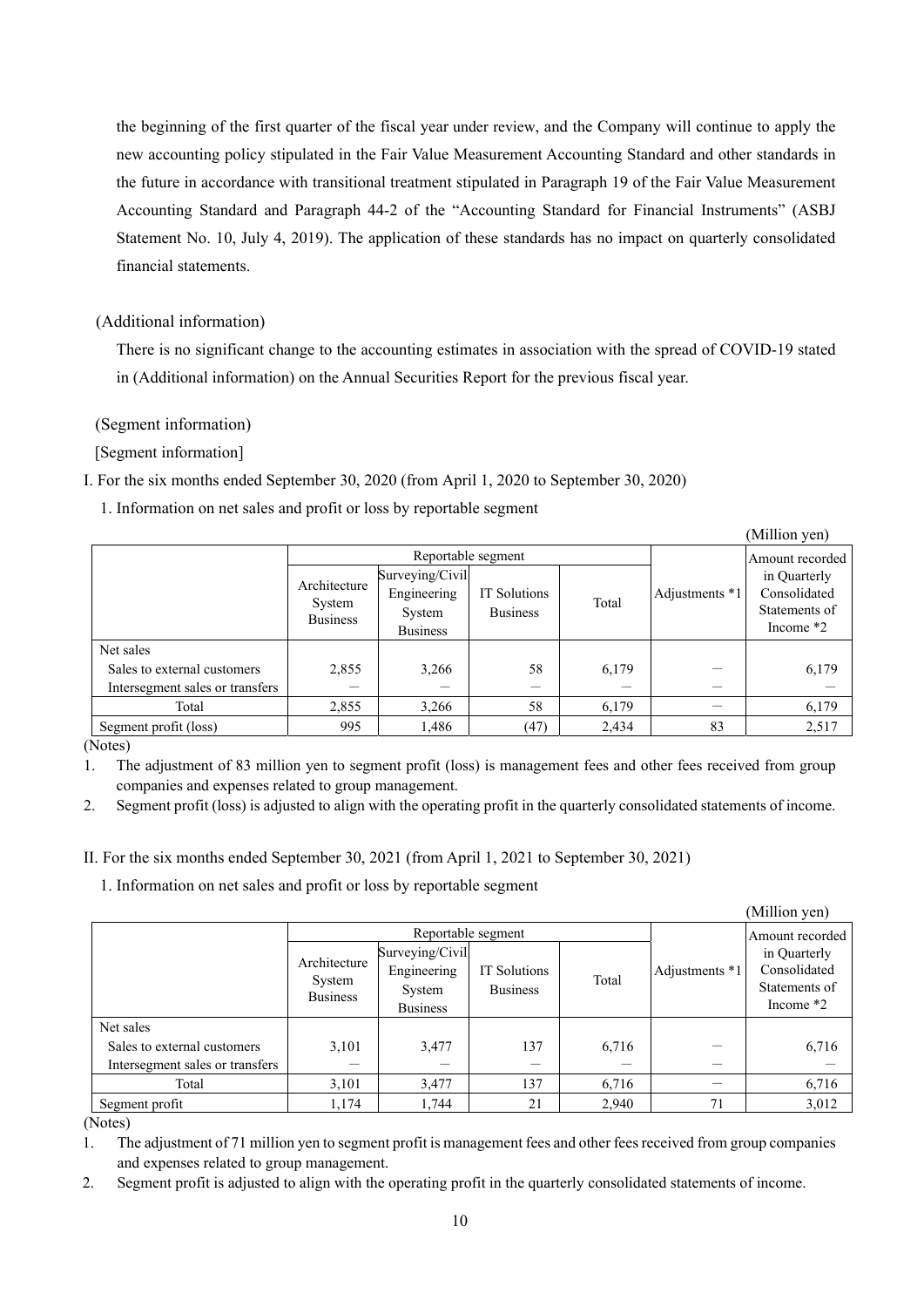the beginning of the first quarter of the fiscal year under review, and the Company will continue to apply the new accounting policy stipulated in the Fair Value Measurement Accounting Standard and other standards in the future in accordance with transitional treatment stipulated in Paragraph 19 of the Fair Value Measurement Accounting Standard and Paragraph 44-2 of the "Accounting Standard for Financial Instruments" (ASBJ Statement No. 10, July 4, 2019). The application of these standards has no impact on quarterly consolidated financial statements.

(Additional information)

There is no significant change to the accounting estimates in association with the spread of COVID-19 stated in (Additional information) on the Annual Securities Report for the previous fiscal year.

(Segment information)

[Segment information]

I. For the six months ended September 30, 2020 (from April 1, 2020 to September 30, 2020)

1. Information on net sales and profit or loss by reportable segment

(Million yen)

| | Reportable segment | | | | Adjustments *1 | Amount recorded in Quarterly Consolidated Statements of Income *2 |
|---|---|---|---|---|---|---|
| | Architecture System Business | Surveying/Civil Engineering System Business | IT Solutions Business | Total | | |
| Net sales | | | | | | |
| Sales to external customers | 2,855 | 3,266 | 58 | 6,179 | － | 6,179 |
| Intersegment sales or transfers | － | － | － | － | － | － |
| Total | 2,855 | 3,266 | 58 | 6,179 | － | 6,179 |
| Segment profit (loss) | 995 | 1,486 | (47) | 2,434 | 83 | 2,517 |

(Notes)

1. The adjustment of 83 million yen to segment profit (loss) is management fees and other fees received from group companies and expenses related to group management.
2. Segment profit (loss) is adjusted to align with the operating profit in the quarterly consolidated statements of income.

II. For the six months ended September 30, 2021 (from April 1, 2021 to September 30, 2021)

1. Information on net sales and profit or loss by reportable segment

(Million yen)

| | Reportable segment | | | | Adjustments *1 | Amount recorded in Quarterly Consolidated Statements of Income *2 |
|---|---|---|---|---|---|---|
| | Architecture System Business | Surveying/Civil Engineering System Business | IT Solutions Business | Total | | |
| Net sales | | | | | | |
| Sales to external customers | 3,101 | 3,477 | 137 | 6,716 | － | 6,716 |
| Intersegment sales or transfers | － | － | － | － | － | － |
| Total | 3,101 | 3,477 | 137 | 6,716 | － | 6,716 |
| Segment profit | 1,174 | 1,744 | 21 | 2,940 | 71 | 3,012 |

(Notes)

1. The adjustment of 71 million yen to segment profit is management fees and other fees received from group companies and expenses related to group management.
2. Segment profit is adjusted to align with the operating profit in the quarterly consolidated statements of income.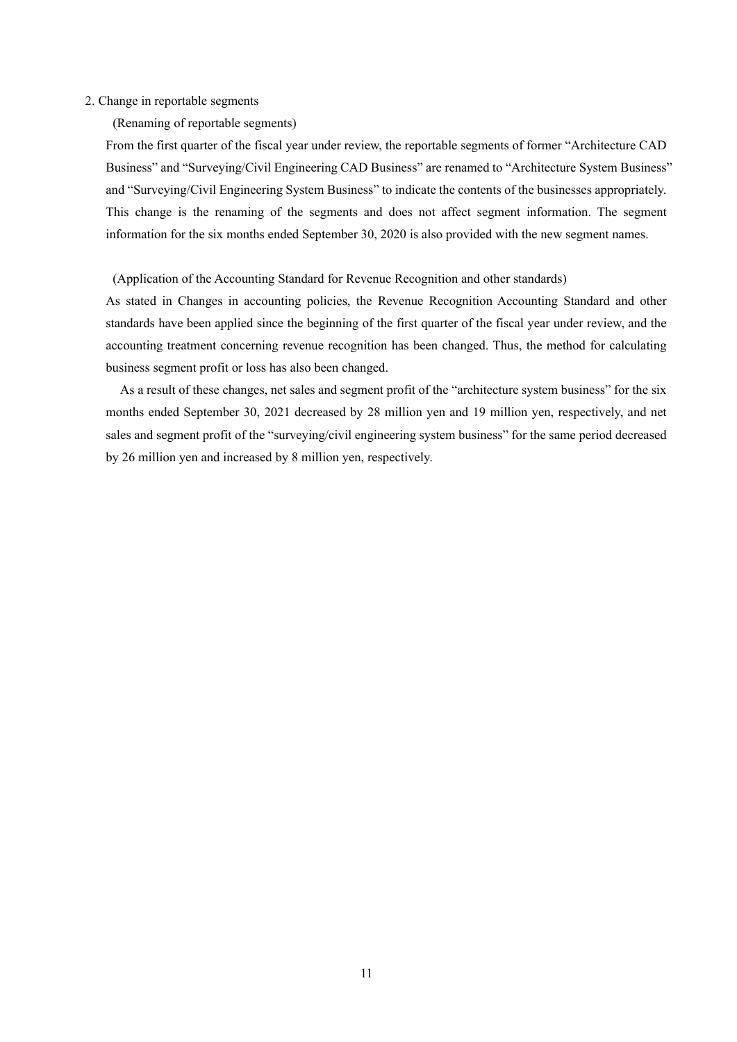2. Change in reportable segments

(Renaming of reportable segments)

From the first quarter of the fiscal year under review, the reportable segments of former "Architecture CAD Business" and "Surveying/Civil Engineering CAD Business" are renamed to "Architecture System Business" and "Surveying/Civil Engineering System Business" to indicate the contents of the businesses appropriately. This change is the renaming of the segments and does not affect segment information. The segment information for the six months ended September 30, 2020 is also provided with the new segment names.

(Application of the Accounting Standard for Revenue Recognition and other standards)

As stated in Changes in accounting policies, the Revenue Recognition Accounting Standard and other standards have been applied since the beginning of the first quarter of the fiscal year under review, and the accounting treatment concerning revenue recognition has been changed. Thus, the method for calculating business segment profit or loss has also been changed.

As a result of these changes, net sales and segment profit of the "architecture system business" for the six months ended September 30, 2021 decreased by 28 million yen and 19 million yen, respectively, and net sales and segment profit of the "surveying/civil engineering system business" for the same period decreased by 26 million yen and increased by 8 million yen, respectively.